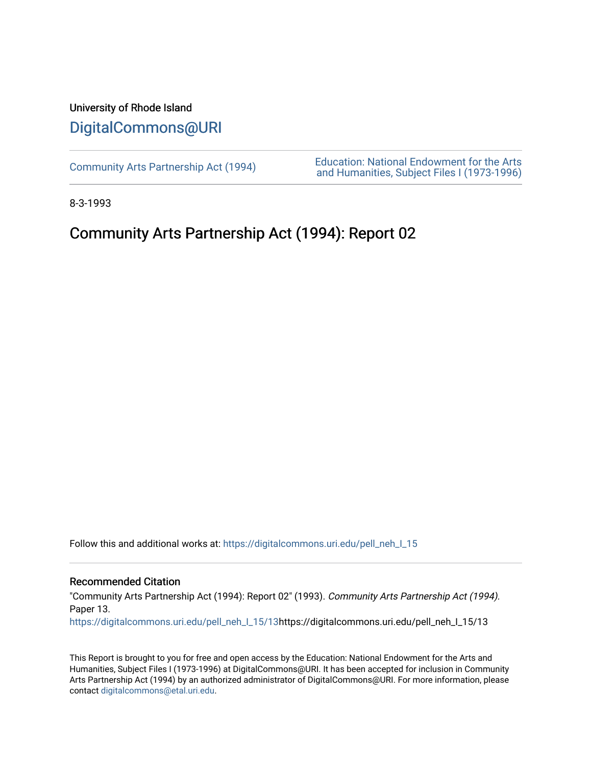University of Rhode Island

# DigitalCommons@URI

Community Arts Partnership Act (1994)

Education: National Endowment for the Arts and Humanities, Subject Files I (1973-1996)

8-3-1993

# Community Arts Partnership Act (1994): Report 02

Follow this and additional works at: https://digitalcommons.uri.edu/pell_neh_I_15

## Recommended Citation

"Community Arts Partnership Act (1994): Report 02" (1993). *Community Arts Partnership Act (1994).* Paper 13.
https://digitalcommons.uri.edu/pell_neh_I_15/13https://digitalcommons.uri.edu/pell_neh_I_15/13

This Report is brought to you for free and open access by the Education: National Endowment for the Arts and Humanities, Subject Files I (1973-1996) at DigitalCommons@URI. It has been accepted for inclusion in Community Arts Partnership Act (1994) by an authorized administrator of DigitalCommons@URI. For more information, please contact digitalcommons@etal.uri.edu.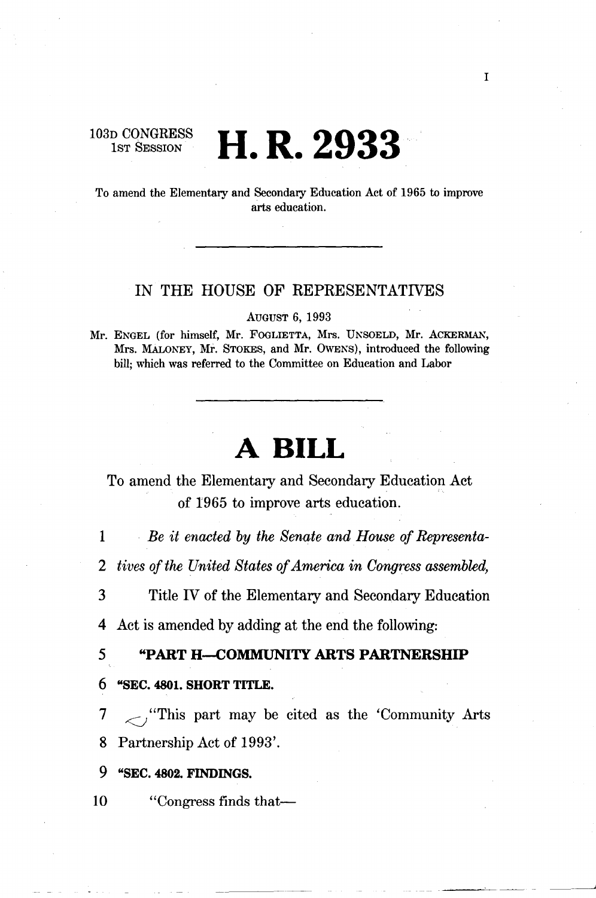103D CONGRESS
1ST SESSION

# H. R. 2933

To amend the Elementary and Secondary Education Act of 1965 to improve arts education.

---

IN THE HOUSE OF REPRESENTATIVES

AUGUST 6, 1993

Mr. ENGEL (for himself, Mr. FOGLIETTA, Mrs. UNSOELD, Mr. ACKERMAN, Mrs. MALONEY, Mr. STOKES, and Mr. OWENS), introduced the following bill; which was referred to the Committee on Education and Labor

---

# A BILL

To amend the Elementary and Secondary Education Act of 1965 to improve arts education.

1 *Be it enacted by the Senate and House of Representa-*

2 *tives of the United States of America in Congress assembled,*

3 Title IV of the Elementary and Secondary Education

4 Act is amended by adding at the end the following:

5 **"PART H—COMMUNITY ARTS PARTNERSHIP**

6 **"SEC. 4801. SHORT TITLE.**

7 "This part may be cited as the 'Community Arts

8 Partnership Act of 1993'.

9 **"SEC. 4802. FINDINGS.**

10 "Congress finds that—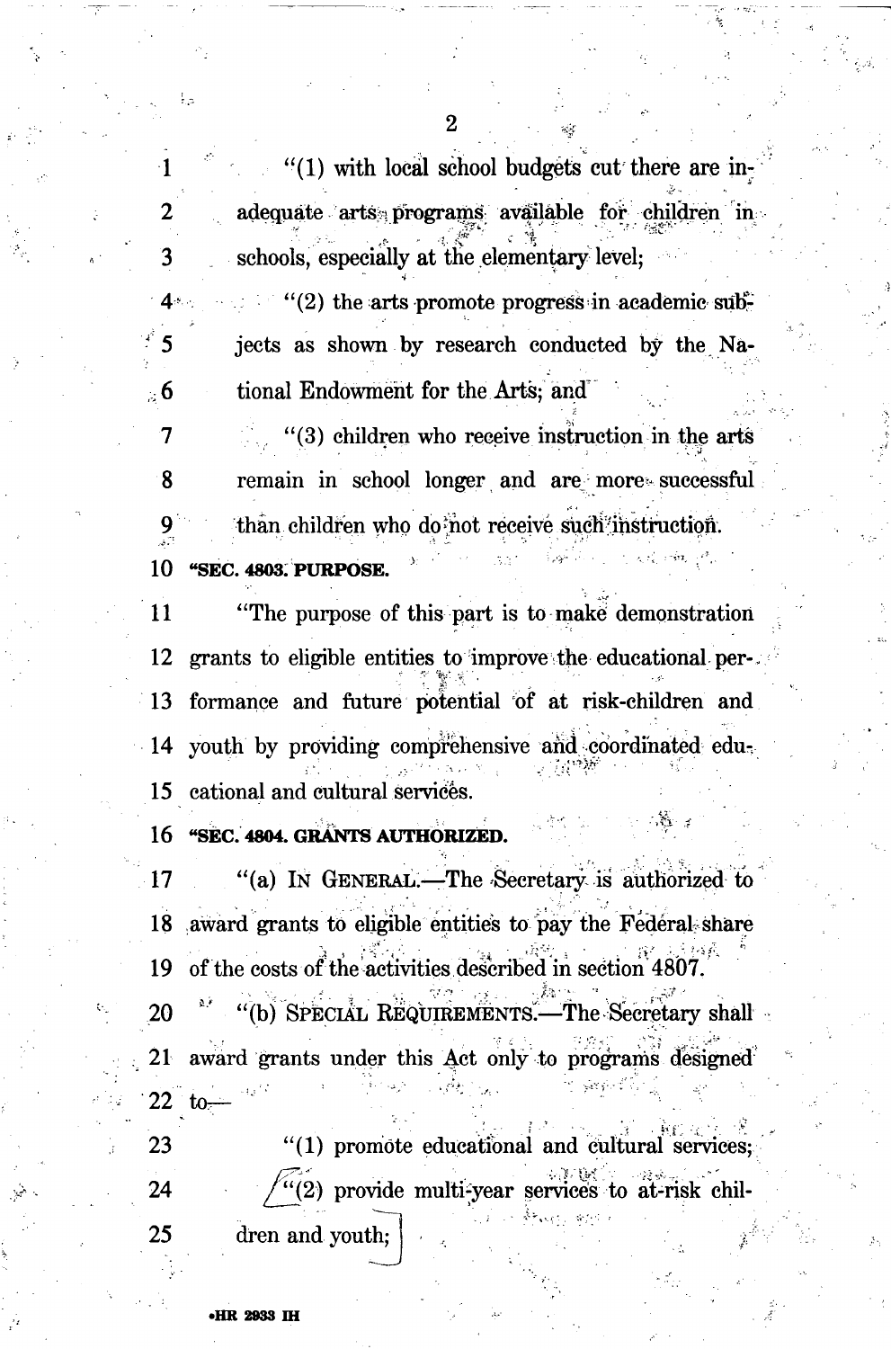"(1) with local school budgets cut there are inadequate arts programs available for children in schools, especially at the elementary level;

"(2) the arts promote progress in academic subjects as shown by research conducted by the National Endowment for the Arts; and

"(3) children who receive instruction in the arts remain in school longer and are more successful than children who do not receive such instruction.

**"SEC. 4803. PURPOSE.**

"The purpose of this part is to make demonstration grants to eligible entities to improve the educational performance and future potential of at risk-children and youth by providing comprehensive and coordinated educational and cultural services.

**"SEC. 4804. GRANTS AUTHORIZED.**

"(a) IN GENERAL.—The Secretary is authorized to award grants to eligible entities to pay the Federal share of the costs of the activities described in section 4807.

"(b) SPECIAL REQUIREMENTS.—The Secretary shall award grants under this Act only to programs designed to—

"(1) promote educational and cultural services;

"(2) provide multi-year services to at-risk children and youth;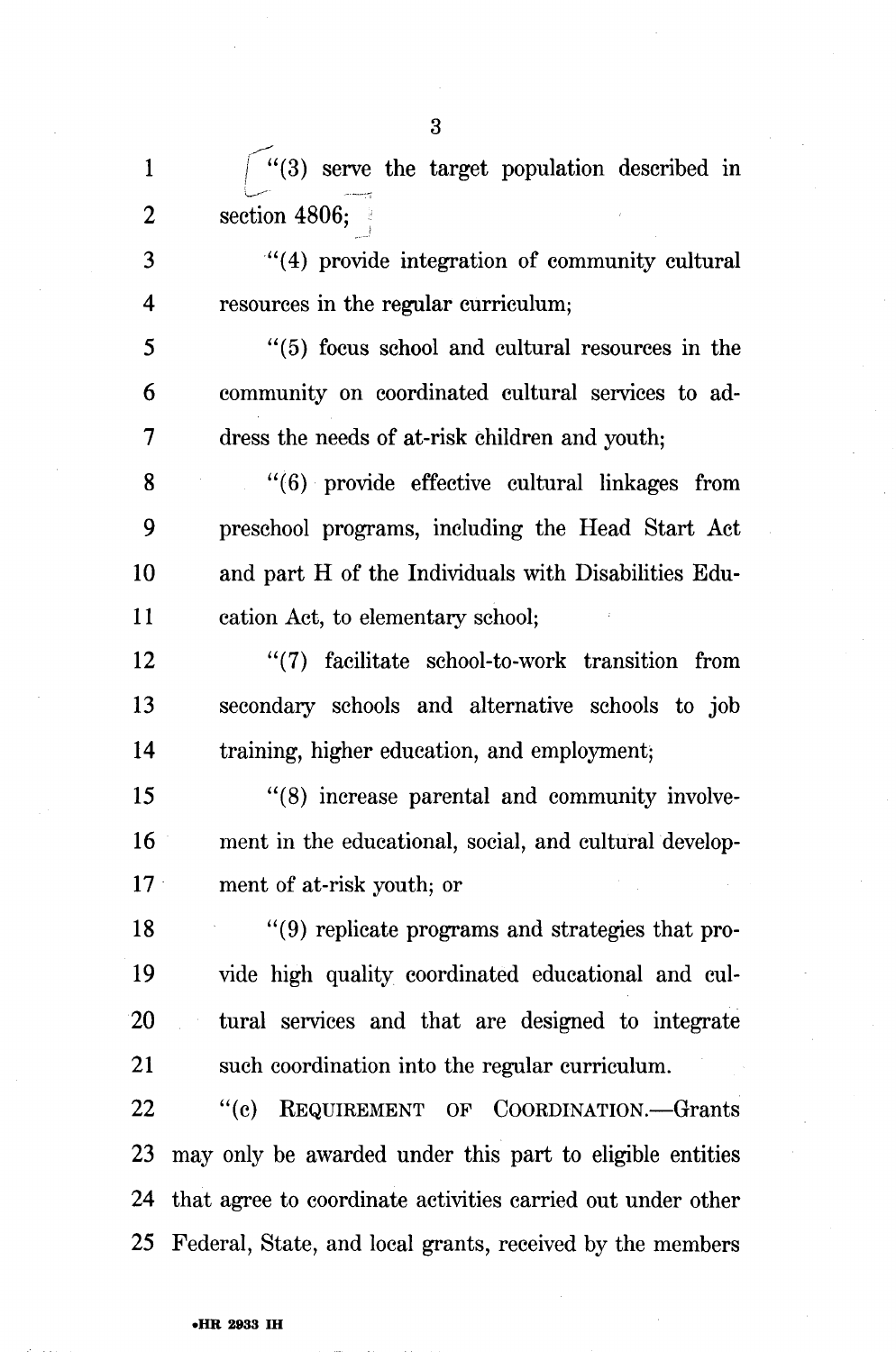"(3) serve the target population described in section 4806;

"(4) provide integration of community cultural resources in the regular curriculum;

"(5) focus school and cultural resources in the community on coordinated cultural services to address the needs of at-risk children and youth;

"(6) provide effective cultural linkages from preschool programs, including the Head Start Act and part H of the Individuals with Disabilities Education Act, to elementary school;

"(7) facilitate school-to-work transition from secondary schools and alternative schools to job training, higher education, and employment;

"(8) increase parental and community involvement in the educational, social, and cultural development of at-risk youth; or

"(9) replicate programs and strategies that provide high quality coordinated educational and cultural services and that are designed to integrate such coordination into the regular curriculum.

"(c) REQUIREMENT OF COORDINATION.—Grants may only be awarded under this part to eligible entities that agree to coordinate activities carried out under other Federal, State, and local grants, received by the members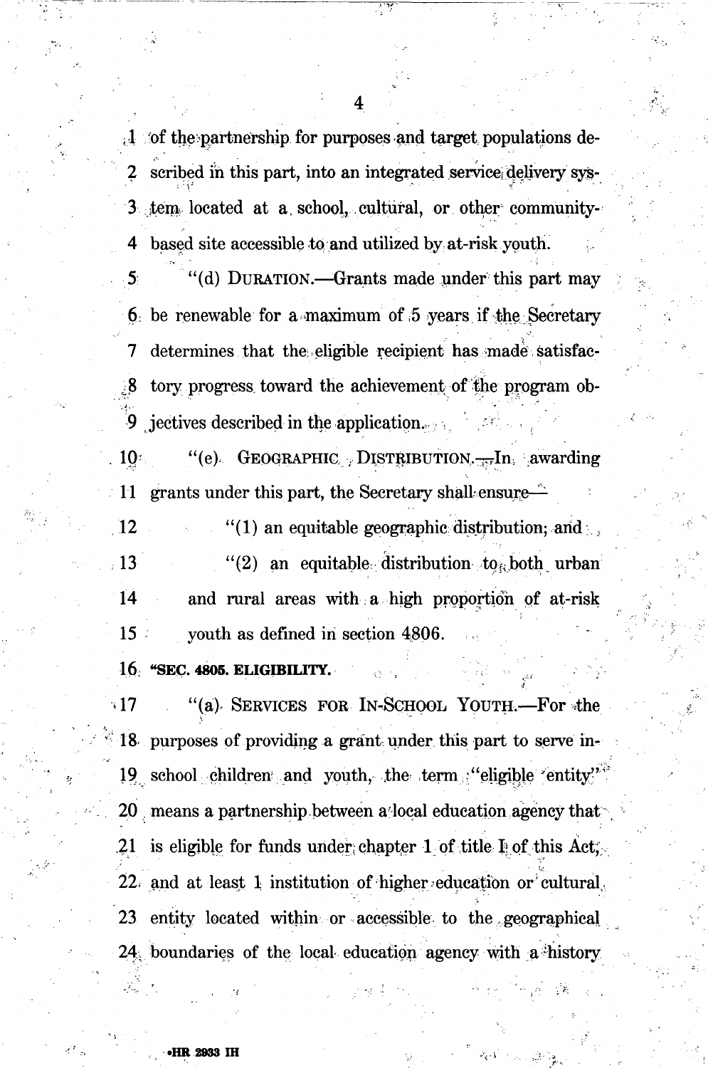of the partnership for purposes and target populations described in this part, into an integrated service delivery system located at a school, cultural, or other community-based site accessible to and utilized by at-risk youth.

"(d) DURATION.—Grants made under this part may be renewable for a maximum of 5 years if the Secretary determines that the eligible recipient has made satisfactory progress toward the achievement of the program objectives described in the application.

"(e) GEOGRAPHIC DISTRIBUTION.—In awarding grants under this part, the Secretary shall ensure—

"(1) an equitable geographic distribution; and

"(2) an equitable distribution to both urban and rural areas with a high proportion of at-risk youth as defined in section 4806.

**"SEC. 4805. ELIGIBILITY.**

"(a) SERVICES FOR IN-SCHOOL YOUTH.—For the purposes of providing a grant under this part to serve in-school children and youth, the term "eligible entity" means a partnership between a local education agency that is eligible for funds under chapter 1 of title I of this Act, and at least 1 institution of higher education or cultural entity located within or accessible to the geographical boundaries of the local education agency with a history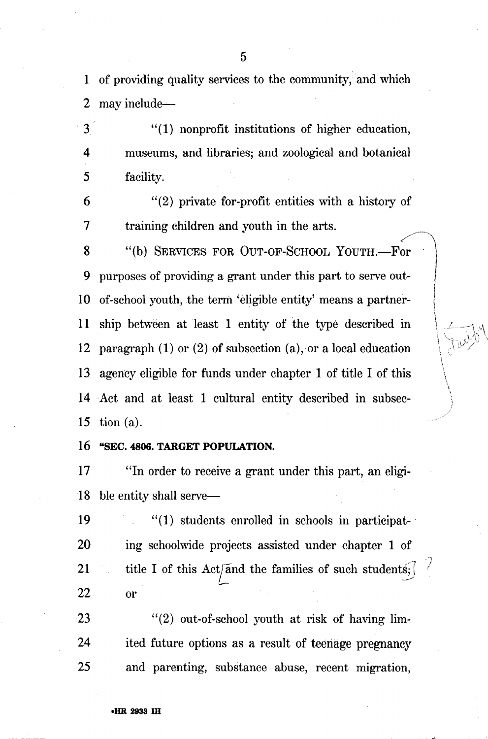of providing quality services to the community, and which may include—

"(1) nonprofit institutions of higher education, museums, and libraries; and zoological and botanical facility.

"(2) private for-profit entities with a history of training children and youth in the arts.

"(b) SERVICES FOR OUT-OF-SCHOOL YOUTH.—For purposes of providing a grant under this part to serve out-of-school youth, the term 'eligible entity' means a partnership between at least 1 entity of the type described in paragraph (1) or (2) of subsection (a), or a local education agency eligible for funds under chapter 1 of title I of this Act and at least 1 cultural entity described in subsection (a).

**"SEC. 4806. TARGET POPULATION.**

"In order to receive a grant under this part, an eligible entity shall serve—

"(1) students enrolled in schools in participating schoolwide projects assisted under chapter 1 of title I of this Act and the families of such students; or

"(2) out-of-school youth at risk of having limited future options as a result of teenage pregnancy and parenting, substance abuse, recent migration,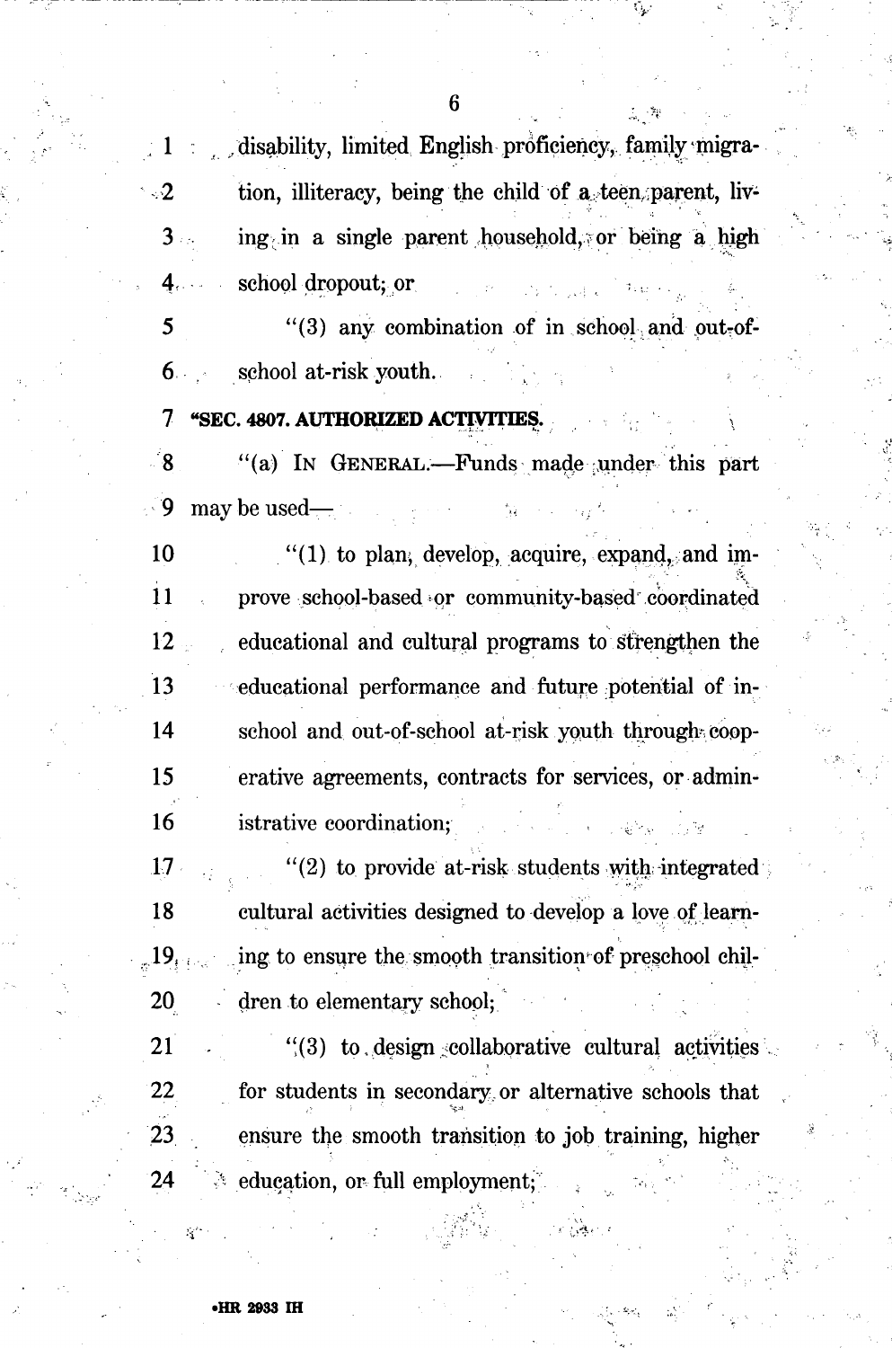disability, limited English proficiency, family migration, illiteracy, being the child of a teen parent, living in a single parent household, or being a high school dropout; or

"(3) any combination of in school and out-of-school at-risk youth.

**"SEC. 4807. AUTHORIZED ACTIVITIES.**

"(a) IN GENERAL.—Funds made under this part may be used—

"(1) to plan, develop, acquire, expand, and improve school-based or community-based coordinated educational and cultural programs to strengthen the educational performance and future potential of in-school and out-of-school at-risk youth through cooperative agreements, contracts for services, or administrative coordination;

"(2) to provide at-risk students with integrated cultural activities designed to develop a love of learning to ensure the smooth transition of preschool children to elementary school;

"(3) to design collaborative cultural activities for students in secondary or alternative schools that ensure the smooth transition to job training, higher education, or full employment;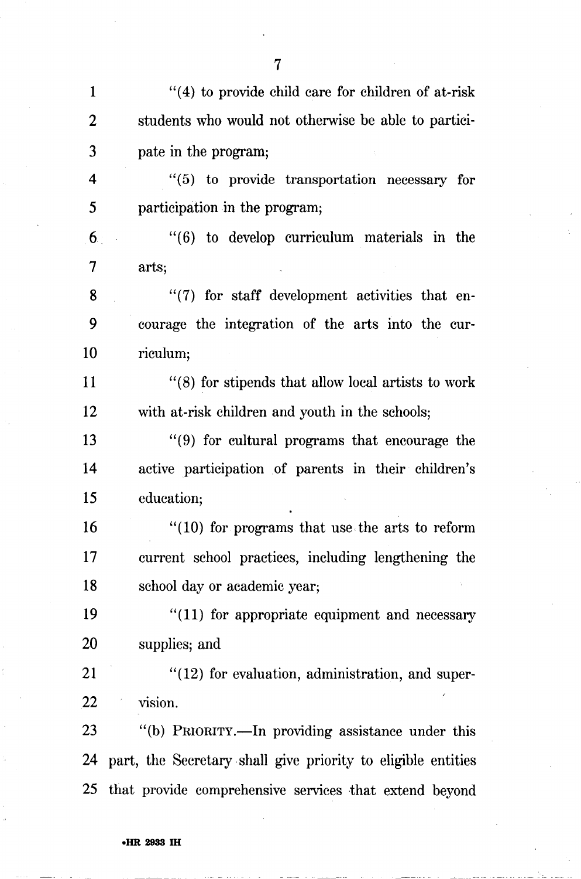"(4) to provide child care for children of at-risk students who would not otherwise be able to participate in the program;

"(5) to provide transportation necessary for participation in the program;

"(6) to develop curriculum materials in the arts;

"(7) for staff development activities that encourage the integration of the arts into the curriculum;

"(8) for stipends that allow local artists to work with at-risk children and youth in the schools;

"(9) for cultural programs that encourage the active participation of parents in their children's education;

"(10) for programs that use the arts to reform current school practices, including lengthening the school day or academic year;

"(11) for appropriate equipment and necessary supplies; and

"(12) for evaluation, administration, and supervision.

"(b) PRIORITY.—In providing assistance under this part, the Secretary shall give priority to eligible entities that provide comprehensive services that extend beyond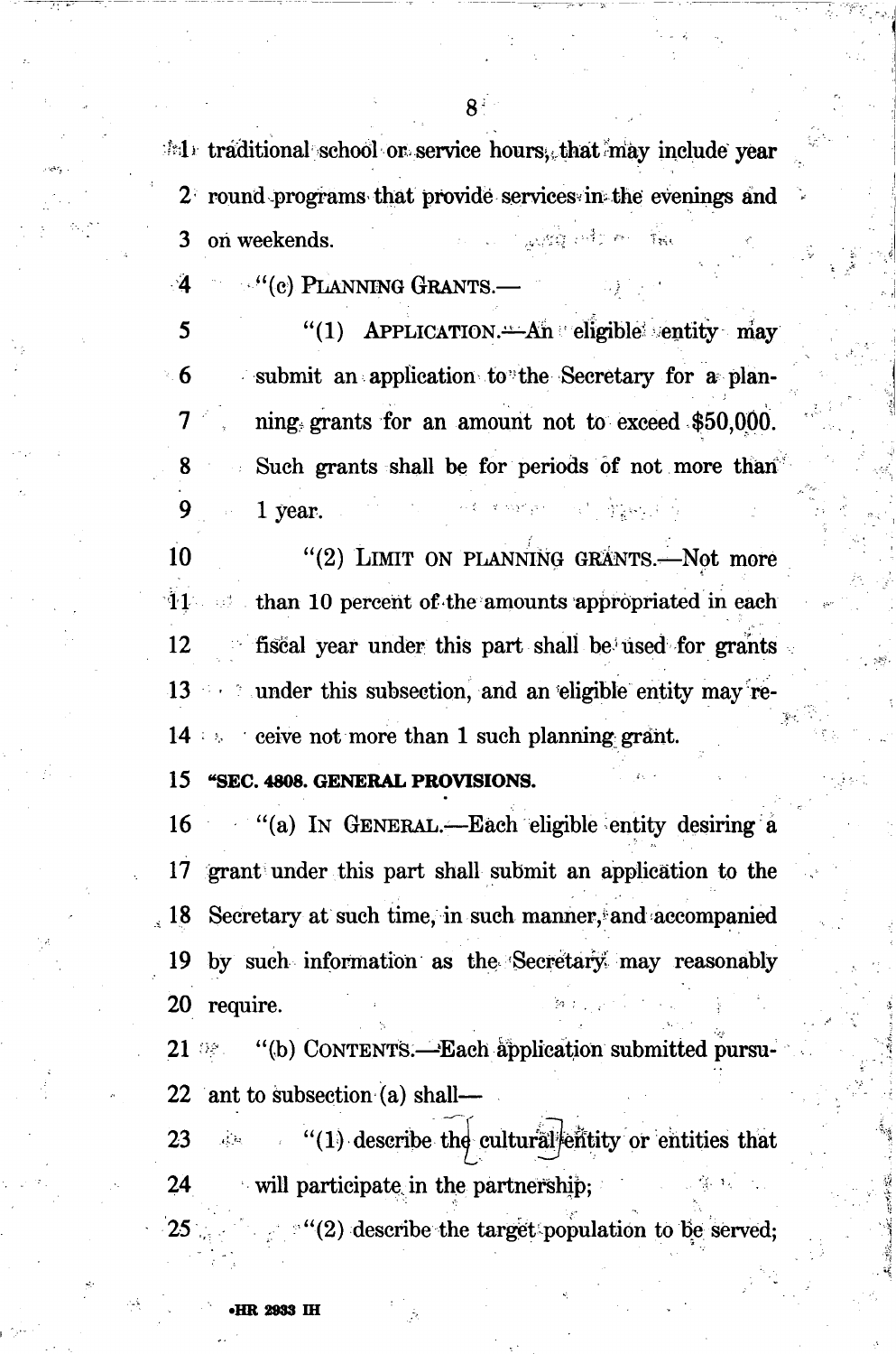traditional school or service hours, that may include year round programs that provide services in the evenings and on weekends.

"(c) PLANNING GRANTS.—

"(1) APPLICATION.—An eligible entity may submit an application to the Secretary for a planning grants for an amount not to exceed $50,000. Such grants shall be for periods of not more than 1 year.

"(2) LIMIT ON PLANNING GRANTS.—Not more than 10 percent of the amounts appropriated in each fiscal year under this part shall be used for grants under this subsection, and an eligible entity may receive not more than 1 such planning grant.

**"SEC. 4808. GENERAL PROVISIONS.**

"(a) IN GENERAL.—Each eligible entity desiring a grant under this part shall submit an application to the Secretary at such time, in such manner, and accompanied by such information as the Secretary may reasonably require.

"(b) CONTENTS.—Each application submitted pursuant to subsection (a) shall—

"(1) describe the cultural entity or entities that will participate in the partnership;

"(2) describe the target population to be served;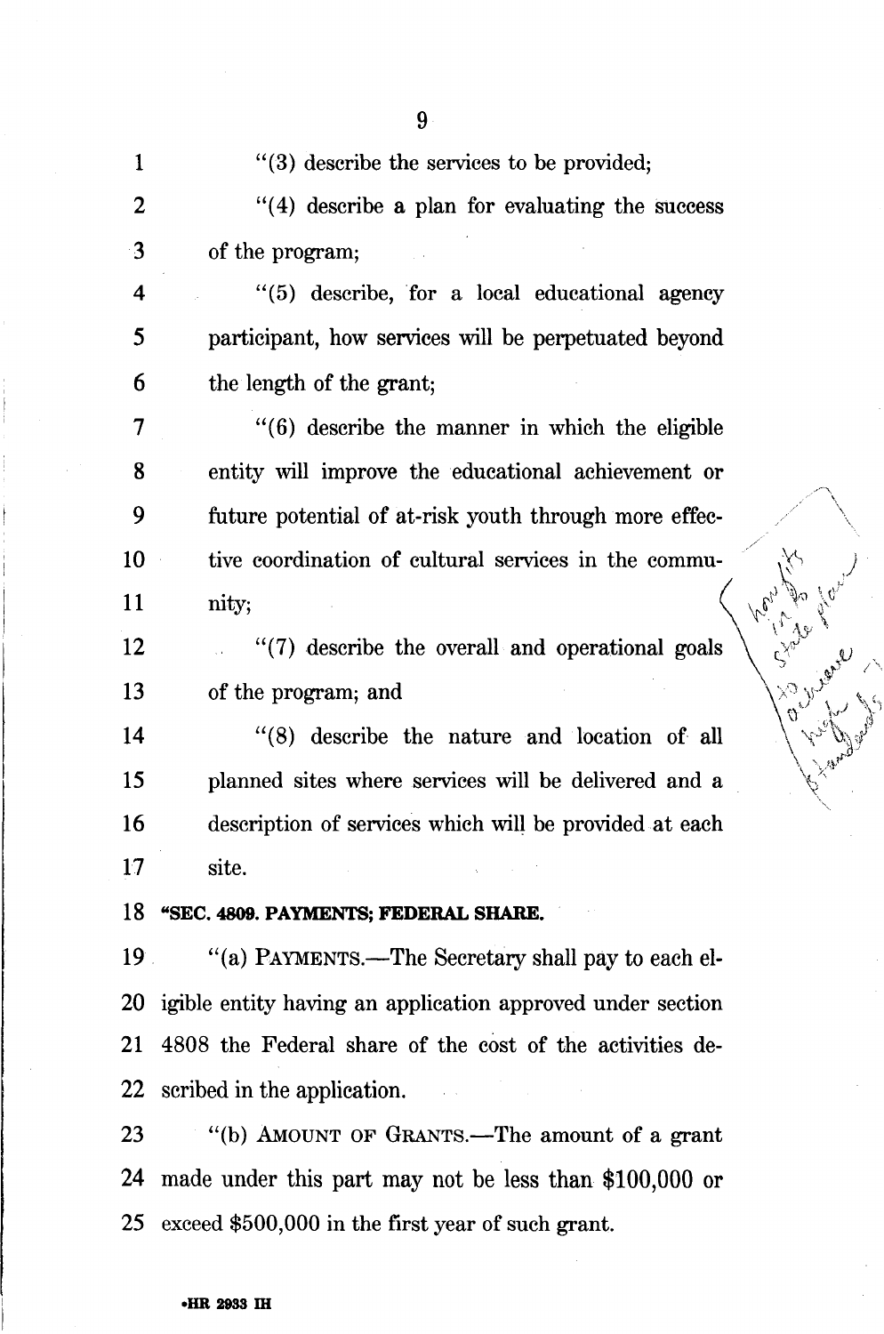"(3) describe the services to be provided;

"(4) describe a plan for evaluating the success of the program;

"(5) describe, for a local educational agency participant, how services will be perpetuated beyond the length of the grant;

"(6) describe the manner in which the eligible entity will improve the educational achievement or future potential of at-risk youth through more effective coordination of cultural services in the community;

"(7) describe the overall and operational goals of the program; and

"(8) describe the nature and location of all planned sites where services will be delivered and a description of services which will be provided at each site.

**"SEC. 4809. PAYMENTS; FEDERAL SHARE.**

"(a) PAYMENTS.—The Secretary shall pay to each eligible entity having an application approved under section 4808 the Federal share of the cost of the activities described in the application.

"(b) AMOUNT OF GRANTS.—The amount of a grant made under this part may not be less than $100,000 or exceed $500,000 in the first year of such grant.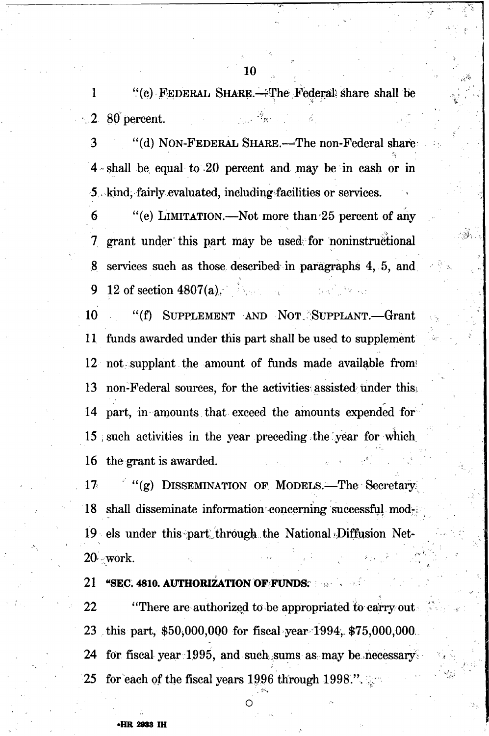"(c) FEDERAL SHARE.—The Federal share shall be 80 percent.

"(d) NON-FEDERAL SHARE.—The non-Federal share shall be equal to 20 percent and may be in cash or in kind, fairly evaluated, including facilities or services.

"(e) LIMITATION.—Not more than 25 percent of any grant under this part may be used for noninstructional services such as those described in paragraphs 4, 5, and 12 of section 4807(a).

"(f) SUPPLEMENT AND NOT SUPPLANT.—Grant funds awarded under this part shall be used to supplement not supplant the amount of funds made available from non-Federal sources, for the activities assisted under this part, in amounts that exceed the amounts expended for such activities in the year preceding the year for which the grant is awarded.

"(g) DISSEMINATION OF MODELS.—The Secretary shall disseminate information concerning successful models under this part through the National Diffusion Network.

**"SEC. 4810. AUTHORIZATION OF FUNDS.**

"There are authorized to be appropriated to carry out this part, $50,000,000 for fiscal year 1994, $75,000,000 for fiscal year 1995, and such sums as may be necessary for each of the fiscal years 1996 through 1998.".

○